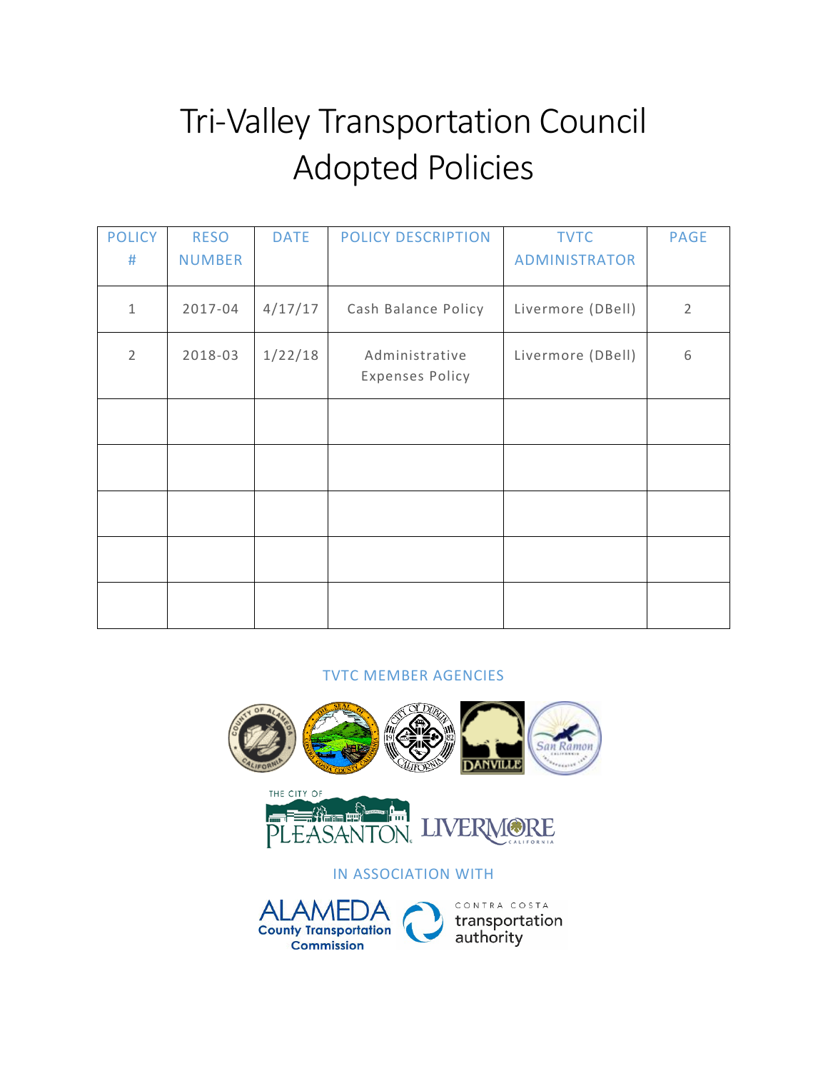# Tri-Valley Transportation Council Adopted Policies

| POLICY # | RESO NUMBER | DATE | POLICY DESCRIPTION | TVTC ADMINISTRATOR | PAGE |
|---|---|---|---|---|---|
| 1 | 2017-04 | 4/17/17 | Cash Balance Policy | Livermore (DBell) | 2 |
| 2 | 2018-03 | 1/22/18 | Administrative Expenses Policy | Livermore (DBell) | 6 |
| | | | | | |
| | | | | | |
| | | | | | |
| | | | | | |
| | | | | | |

TVTC MEMBER AGENCIES

IN ASSOCIATION WITH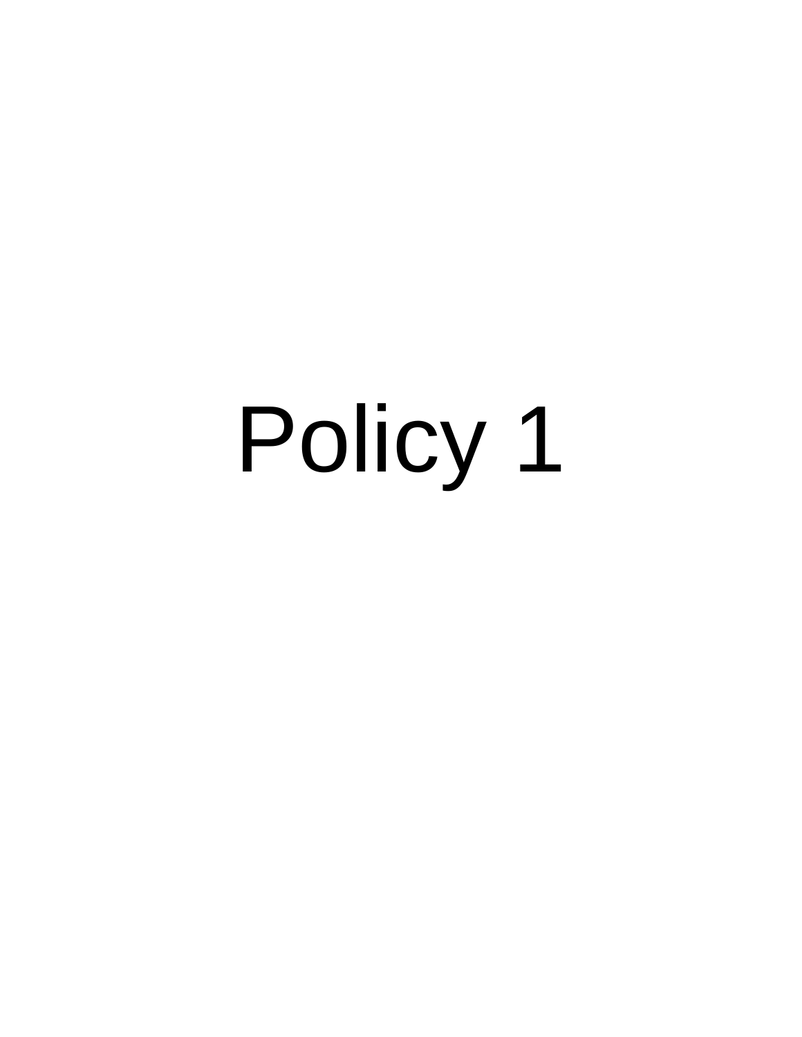# Policy 1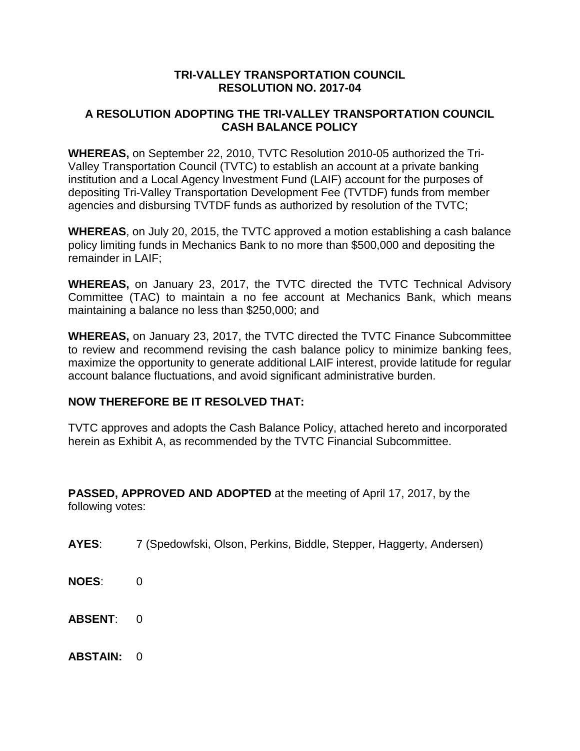**TRI-VALLEY TRANSPORTATION COUNCIL**
**RESOLUTION NO. 2017-04**

**A RESOLUTION ADOPTING THE TRI-VALLEY TRANSPORTATION COUNCIL CASH BALANCE POLICY**

**WHEREAS,** on September 22, 2010, TVTC Resolution 2010-05 authorized the Tri-Valley Transportation Council (TVTC) to establish an account at a private banking institution and a Local Agency Investment Fund (LAIF) account for the purposes of depositing Tri-Valley Transportation Development Fee (TVTDF) funds from member agencies and disbursing TVTDF funds as authorized by resolution of the TVTC;

**WHEREAS**, on July 20, 2015, the TVTC approved a motion establishing a cash balance policy limiting funds in Mechanics Bank to no more than $500,000 and depositing the remainder in LAIF;

**WHEREAS,** on January 23, 2017, the TVTC directed the TVTC Technical Advisory Committee (TAC) to maintain a no fee account at Mechanics Bank, which means maintaining a balance no less than $250,000; and

**WHEREAS,** on January 23, 2017, the TVTC directed the TVTC Finance Subcommittee to review and recommend revising the cash balance policy to minimize banking fees, maximize the opportunity to generate additional LAIF interest, provide latitude for regular account balance fluctuations, and avoid significant administrative burden.

**NOW THEREFORE BE IT RESOLVED THAT:**

TVTC approves and adopts the Cash Balance Policy, attached hereto and incorporated herein as Exhibit A, as recommended by the TVTC Financial Subcommittee.

**PASSED, APPROVED AND ADOPTED** at the meeting of April 17, 2017, by the following votes:

**AYES**: 7 (Spedowfski, Olson, Perkins, Biddle, Stepper, Haggerty, Andersen)

**NOES**: 0

**ABSENT**: 0

**ABSTAIN:** 0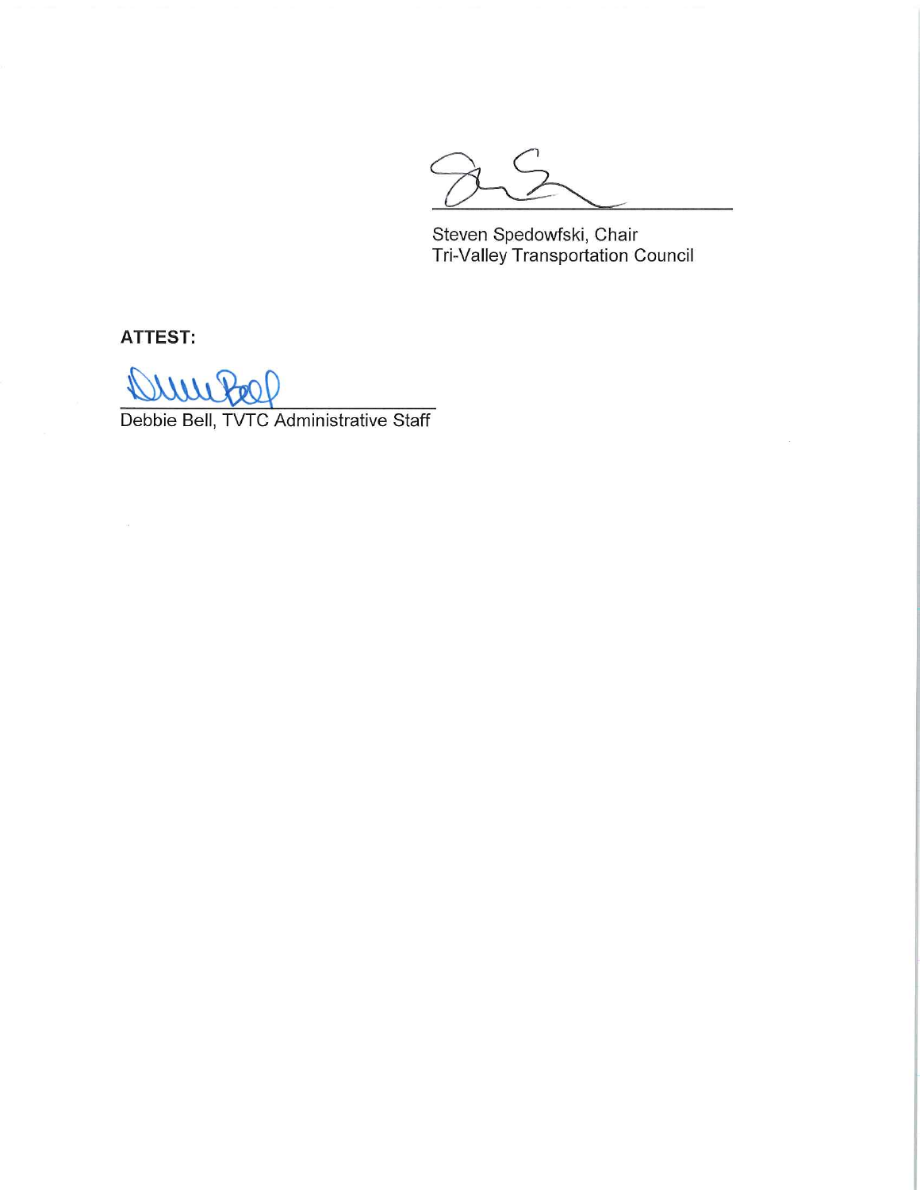______________________________

Steven Spedowfski, Chair
Tri-Valley Transportation Council

**ATTEST:**

______________________________

Debbie Bell, TVTC Administrative Staff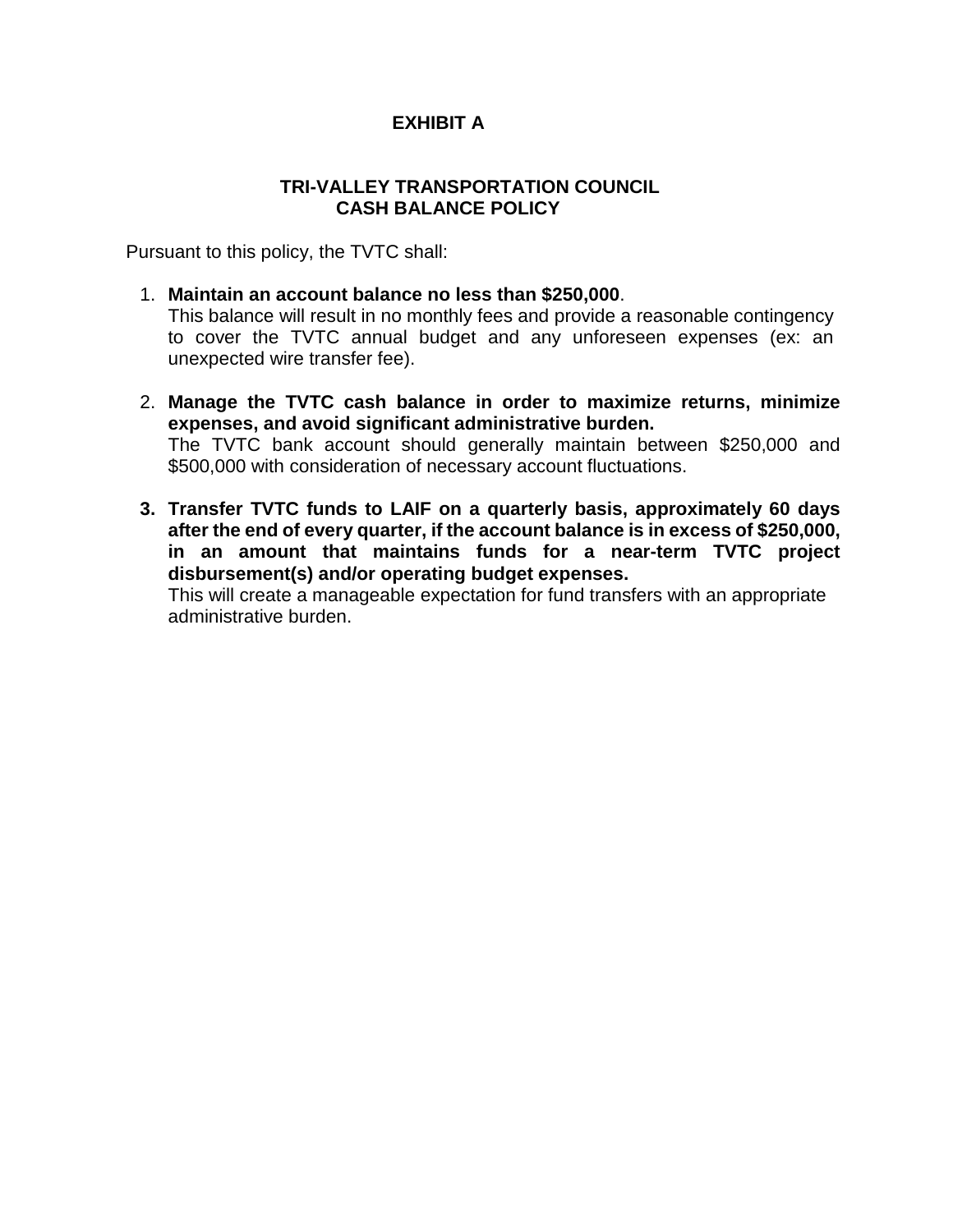# EXHIBIT A

## TRI-VALLEY TRANSPORTATION COUNCIL
## CASH BALANCE POLICY

Pursuant to this policy, the TVTC shall:

1. **Maintain an account balance no less than $250,000**.
   This balance will result in no monthly fees and provide a reasonable contingency to cover the TVTC annual budget and any unforeseen expenses (ex: an unexpected wire transfer fee).

2. **Manage the TVTC cash balance in order to maximize returns, minimize expenses, and avoid significant administrative burden.**
   The TVTC bank account should generally maintain between $250,000 and $500,000 with consideration of necessary account fluctuations.

3. **Transfer TVTC funds to LAIF on a quarterly basis, approximately 60 days after the end of every quarter, if the account balance is in excess of $250,000, in an amount that maintains funds for a near-term TVTC project disbursement(s) and/or operating budget expenses.**
   This will create a manageable expectation for fund transfers with an appropriate administrative burden.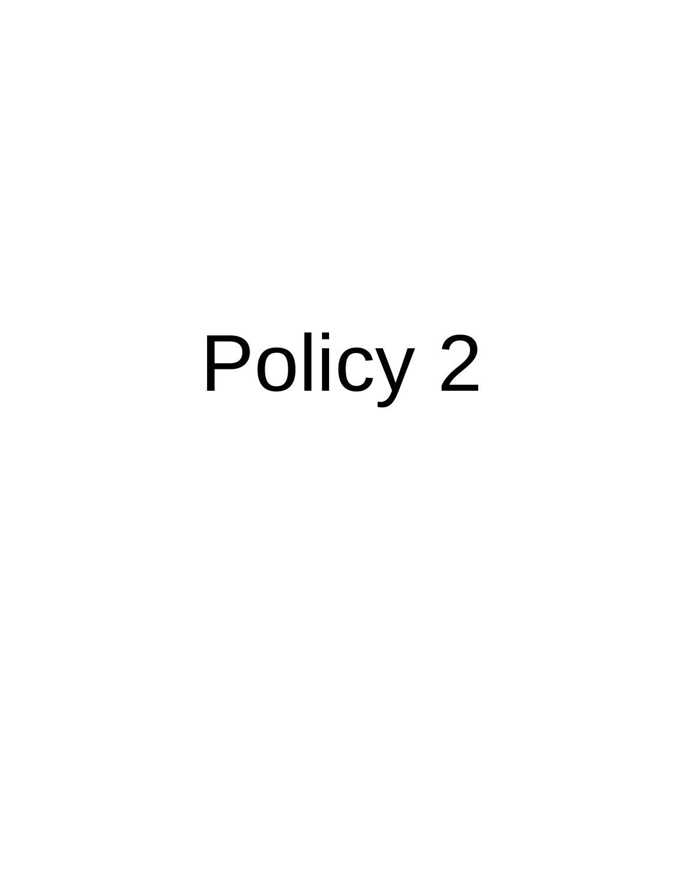# Policy 2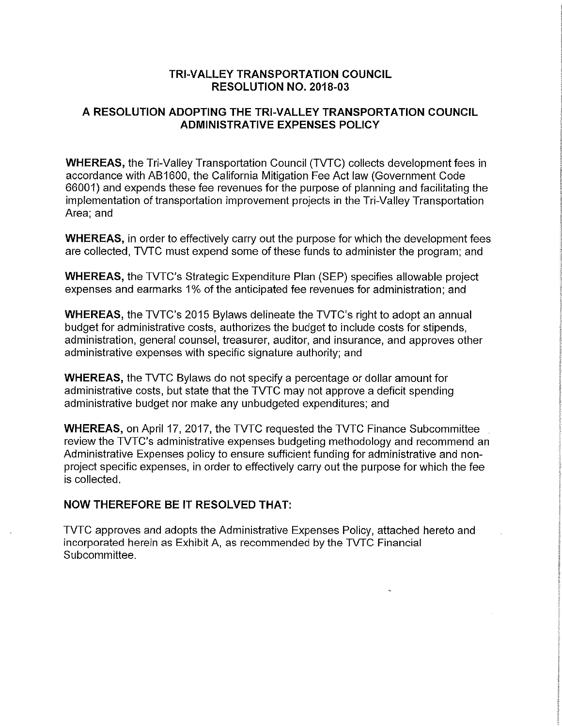# TRI-VALLEY TRANSPORTATION COUNCIL
# RESOLUTION NO. 2018-03

## A RESOLUTION ADOPTING THE TRI-VALLEY TRANSPORTATION COUNCIL ADMINISTRATIVE EXPENSES POLICY

**WHEREAS,** the Tri-Valley Transportation Council (TVTC) collects development fees in accordance with AB1600, the California Mitigation Fee Act law (Government Code 66001) and expends these fee revenues for the purpose of planning and facilitating the implementation of transportation improvement projects in the Tri-Valley Transportation Area; and

**WHEREAS,** in order to effectively carry out the purpose for which the development fees are collected, TVTC must expend some of these funds to administer the program; and

**WHEREAS,** the TVTC's Strategic Expenditure Plan (SEP) specifies allowable project expenses and earmarks 1% of the anticipated fee revenues for administration; and

**WHEREAS,** the TVTC's 2015 Bylaws delineate the TVTC's right to adopt an annual budget for administrative costs, authorizes the budget to include costs for stipends, administration, general counsel, treasurer, auditor, and insurance, and approves other administrative expenses with specific signature authority; and

**WHEREAS,** the TVTC Bylaws do not specify a percentage or dollar amount for administrative costs, but state that the TVTC may not approve a deficit spending administrative budget nor make any unbudgeted expenditures; and

**WHEREAS,** on April 17, 2017, the TVTC requested the TVTC Finance Subcommittee review the TVTC's administrative expenses budgeting methodology and recommend an Administrative Expenses policy to ensure sufficient funding for administrative and non-project specific expenses, in order to effectively carry out the purpose for which the fee is collected.

**NOW THEREFORE BE IT RESOLVED THAT:**

TVTC approves and adopts the Administrative Expenses Policy, attached hereto and incorporated herein as Exhibit A, as recommended by the TVTC Financial Subcommittee.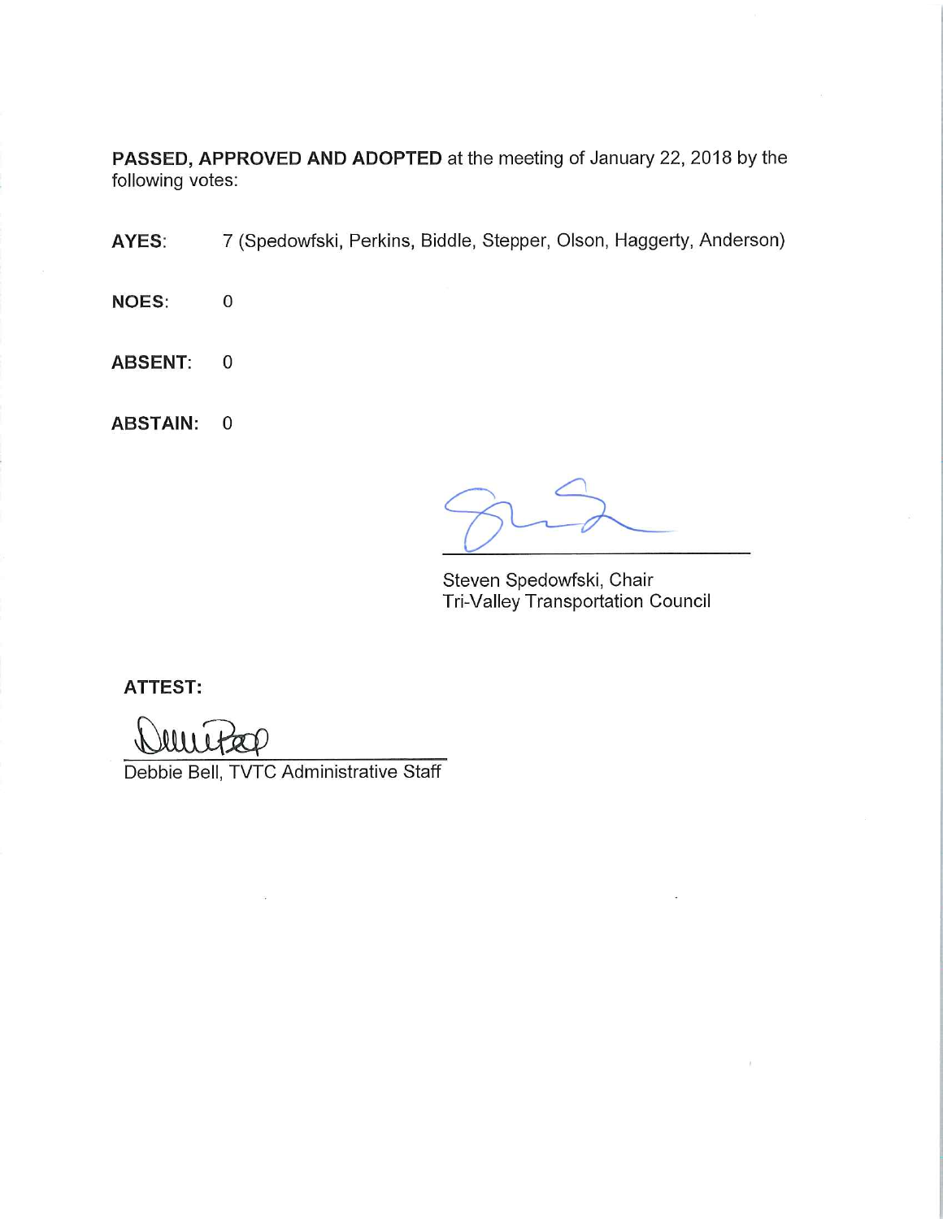**PASSED, APPROVED AND ADOPTED** at the meeting of January 22, 2018 by the following votes:

**AYES**: 7 (Spedowfski, Perkins, Biddle, Stepper, Olson, Haggerty, Anderson)

**NOES**: 0

**ABSENT**: 0

**ABSTAIN**: 0

Steven Spedowfski, Chair
Tri-Valley Transportation Council

**ATTEST:**

Debbie Bell, TVTC Administrative Staff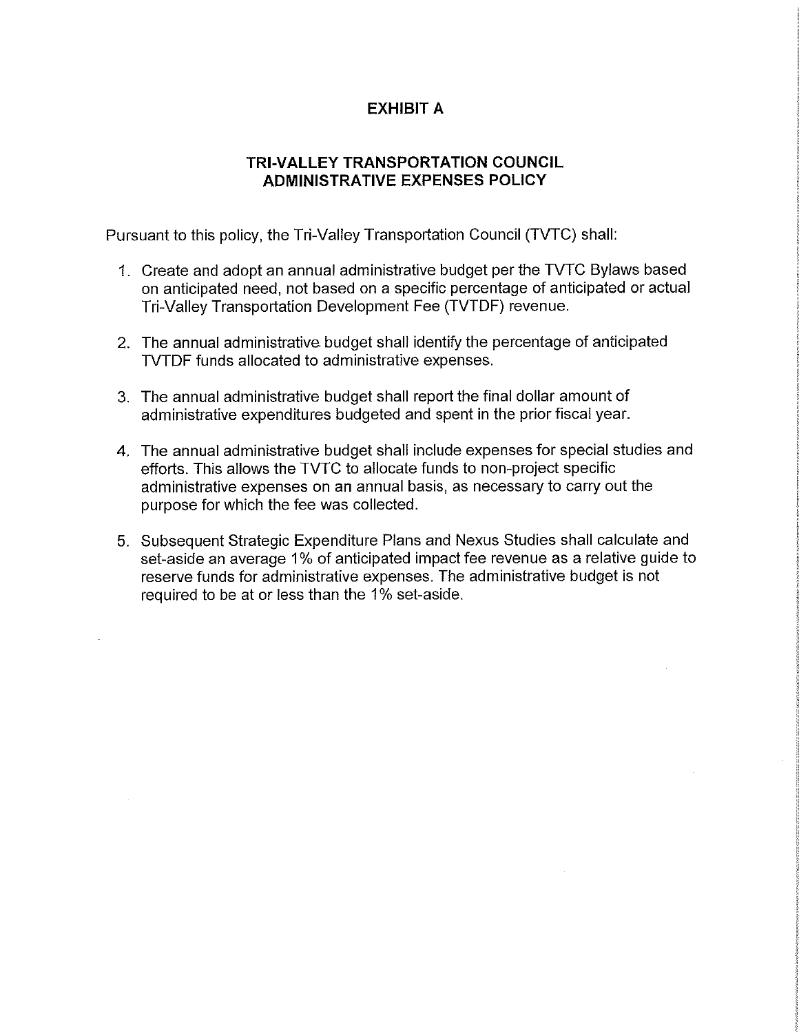# EXHIBIT A

## TRI-VALLEY TRANSPORTATION COUNCIL ADMINISTRATIVE EXPENSES POLICY

Pursuant to this policy, the Tri-Valley Transportation Council (TVTC) shall:

1. Create and adopt an annual administrative budget per the TVTC Bylaws based on anticipated need, not based on a specific percentage of anticipated or actual Tri-Valley Transportation Development Fee (TVTDF) revenue.

2. The annual administrative budget shall identify the percentage of anticipated TVTDF funds allocated to administrative expenses.

3. The annual administrative budget shall report the final dollar amount of administrative expenditures budgeted and spent in the prior fiscal year.

4. The annual administrative budget shall include expenses for special studies and efforts. This allows the TVTC to allocate funds to non-project specific administrative expenses on an annual basis, as necessary to carry out the purpose for which the fee was collected.

5. Subsequent Strategic Expenditure Plans and Nexus Studies shall calculate and set-aside an average 1% of anticipated impact fee revenue as a relative guide to reserve funds for administrative expenses. The administrative budget is not required to be at or less than the 1% set-aside.